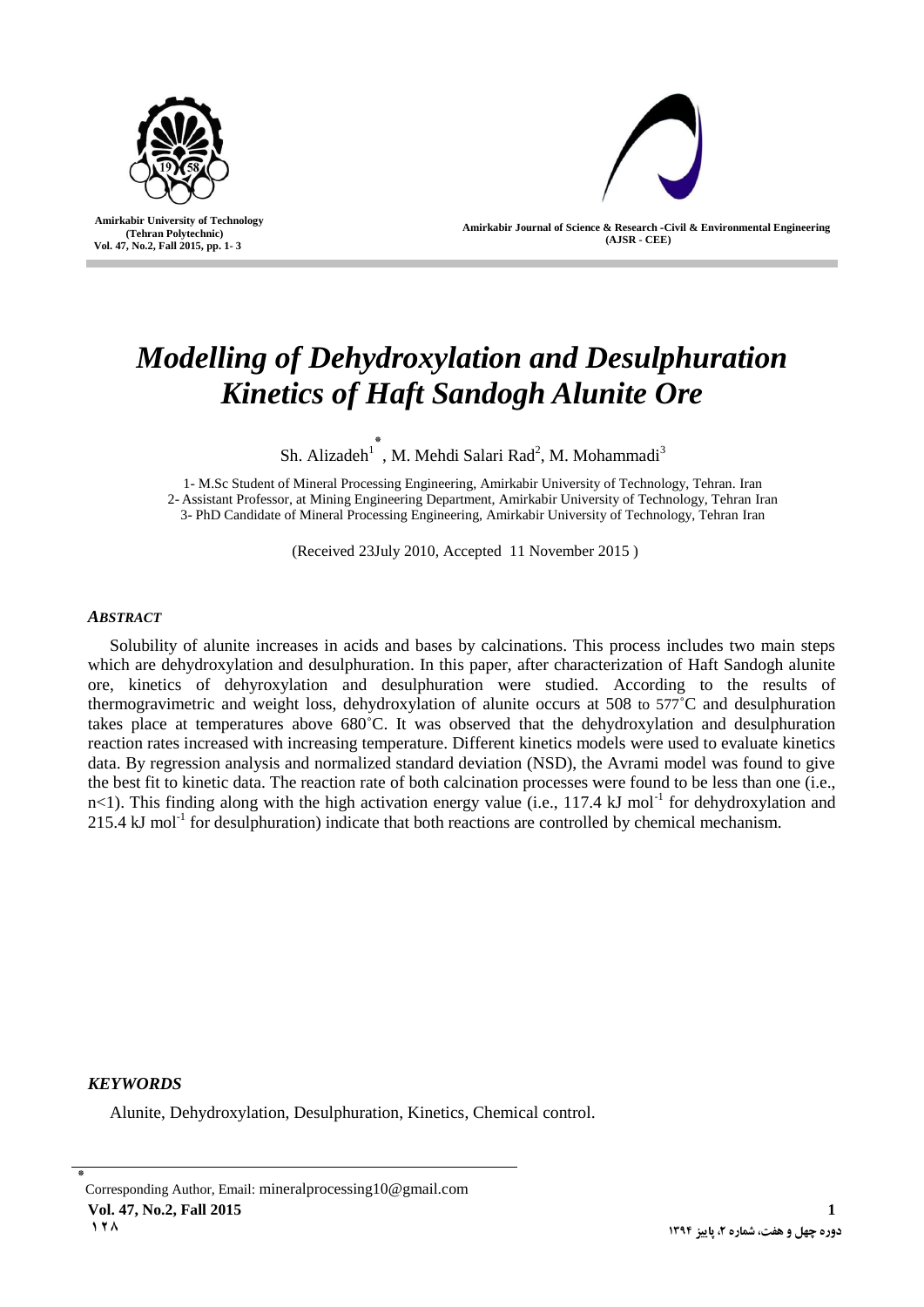# *Modelling of Dehydroxylation and Desulphuration Kinetics of Haft Sandogh Alunite Ore*

Sh. Alizadeh[1]*, M. Mehdi Salari Rad[2], M. Mohammadi[3]

1- M.Sc Student of Mineral Processing Engineering, Amirkabir University of Technology, Tehran. Iran
2- Assistant Professor, at Mining Engineering Department, Amirkabir University of Technology, Tehran Iran
3- PhD Candidate of Mineral Processing Engineering, Amirkabir University of Technology, Tehran Iran

(Received 23July 2010, Accepted 11 November 2015 )

### *ABSTRACT*

Solubility of alunite increases in acids and bases by calcinations. This process includes two main steps which are dehydroxylation and desulphuration. In this paper, after characterization of Haft Sandogh alunite ore, kinetics of dehyroxylation and desulphuration were studied. According to the results of thermogravimetric and weight loss, dehydroxylation of alunite occurs at 508 to 577°C and desulphuration takes place at temperatures above 680°C. It was observed that the dehydroxylation and desulphuration reaction rates increased with increasing temperature. Different kinetics models were used to evaluate kinetics data. By regression analysis and normalized standard deviation (NSD), the Avrami model was found to give the best fit to kinetic data. The reaction rate of both calcination processes were found to be less than one (i.e., $n<1$). This finding along with the high activation energy value (i.e., 117.4 kJ $mol^{-1}$ for dehydroxylation and 215.4 kJ $mol^{-1}$ for desulphuration) indicate that both reactions are controlled by chemical mechanism.

### *KEYWORDS*

Alunite, Dehydroxylation, Desulphuration, Kinetics, Chemical control.

---

* Corresponding Author, Email: mineralprocessing10@gmail.com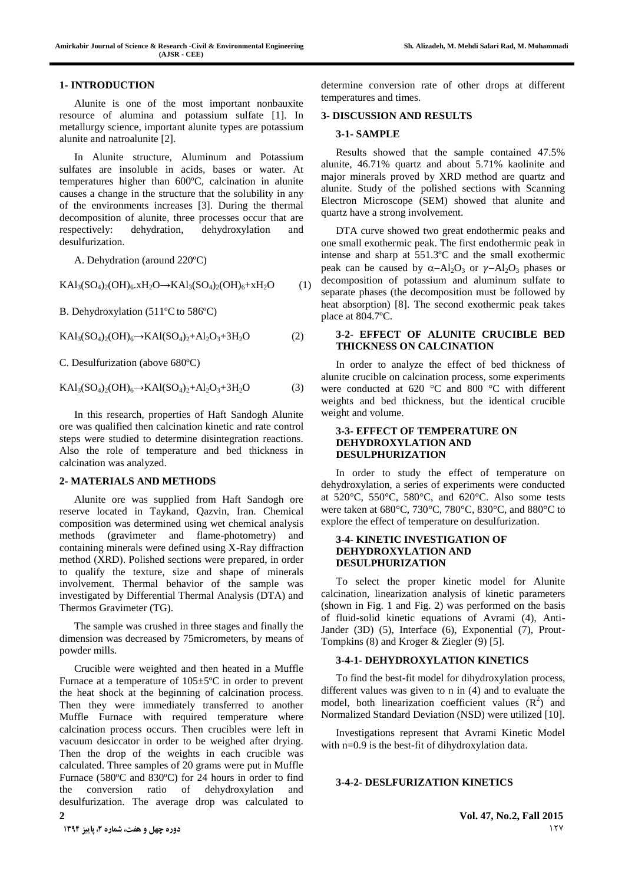## 1- INTRODUCTION

Alunite is one of the most important nonbauxite resource of alumina and potassium sulfate [1]. In metallurgy science, important alunite types are potassium alunite and natroalunite [2].

In Alunite structure, Aluminum and Potassium sulfates are insoluble in acids, bases or water. At temperatures higher than 600ºC, calcination in alunite causes a change in the structure that the solubility in any of the environments increases [3]. During the thermal decomposition of alunite, three processes occur that are respectively: dehydration, dehydroxylation and desulfurization.

A. Dehydration (around 220ºC)

$$KAl_3(SO_4)_2(OH)_6.xH_2O \rightarrow KAl_3(SO_4)_2(OH)_6 + xH_2O \quad (1)$$

B. Dehydroxylation (511ºC to 586ºC)

$$KAl_3(SO_4)_2(OH)_6 \rightarrow KAl(SO_4)_2 + Al_2O_3 + 3H_2O \quad (2)$$

C. Desulfurization (above 680ºC)

$$KAl_3(SO_4)_2(OH)_6 \rightarrow KAl(SO_4)_2 + Al_2O_3 + 3H_2O \quad (3)$$

In this research, properties of Haft Sandogh Alunite ore was qualified then calcination kinetic and rate control steps were studied to determine disintegration reactions. Also the role of temperature and bed thickness in calcination was analyzed.

## 2- MATERIALS AND METHODS

Alunite ore was supplied from Haft Sandogh ore reserve located in Taykand, Qazvin, Iran. Chemical composition was determined using wet chemical analysis methods (gravimeter and flame-photometry) and containing minerals were defined using X-Ray diffraction method (XRD). Polished sections were prepared, in order to qualify the texture, size and shape of minerals involvement. Thermal behavior of the sample was investigated by Differential Thermal Analysis (DTA) and Thermos Gravimeter (TG).

The sample was crushed in three stages and finally the dimension was decreased by 75micrometers, by means of powder mills.

Crucible were weighted and then heated in a Muffle Furnace at a temperature of 105±5ºC in order to prevent the heat shock at the beginning of calcination process. Then they were immediately transferred to another Muffle Furnace with required temperature where calcination process occurs. Then crucibles were left in vacuum desiccator in order to be weighed after drying. Then the drop of the weights in each crucible was calculated. Three samples of 20 grams were put in Muffle Furnace (580ºC and 830ºC) for 24 hours in order to find the conversion ratio of dehydroxylation and desulfurization. The average drop was calculated to determine conversion rate of other drops at different temperatures and times.

## 3- DISCUSSION AND RESULTS

### 3-1- SAMPLE

Results showed that the sample contained 47.5% alunite, 46.71% quartz and about 5.71% kaolinite and major minerals proved by XRD method are quartz and alunite. Study of the polished sections with Scanning Electron Microscope (SEM) showed that alunite and quartz have a strong involvement.

DTA curve showed two great endothermic peaks and one small exothermic peak. The first endothermic peak in intense and sharp at 551.3ºC and the small exothermic peak can be caused by $\alpha-Al_2O_3$ or $\gamma-Al_2O_3$ phases or decomposition of potassium and aluminum sulfate to separate phases (the decomposition must be followed by heat absorption) [8]. The second exothermic peak takes place at 804.7ºC.

### 3-2- EFFECT OF ALUNITE CRUCIBLE BED THICKNESS ON CALCINATION

In order to analyze the effect of bed thickness of alunite crucible on calcination process, some experiments were conducted at 620 °C and 800 °C with different weights and bed thickness, but the identical crucible weight and volume.

### 3-3- EFFECT OF TEMPERATURE ON DEHYDROXYLATION AND DESULPHURIZATION

In order to study the effect of temperature on dehydroxylation, a series of experiments were conducted at 520°C, 550°C, 580°C, and 620°C. Also some tests were taken at 680°C, 730°C, 780°C, 830°C, and 880°C to explore the effect of temperature on desulfurization.

### 3-4- KINETIC INVESTIGATION OF DEHYDROXYLATION AND DESULPHURIZATION

To select the proper kinetic model for Alunite calcination, linearization analysis of kinetic parameters (shown in Fig. 1 and Fig. 2) was performed on the basis of fluid-solid kinetic equations of Avrami (4), Anti-Jander (3D) (5), Interface (6), Exponential (7), Prout-Tompkins (8) and Kroger & Ziegler (9) [5].

#### 3-4-1- DEHYDROXYLATION KINETICS

To find the best-fit model for dihydroxylation process, different values was given to n in (4) and to evaluate the model, both linearization coefficient values ($R^2$) and Normalized Standard Deviation (NSD) were utilized [10].

Investigations represent that Avrami Kinetic Model with n=0.9 is the best-fit of dihydroxylation data.

#### 3-4-2- DESLFURIZATION KINETICS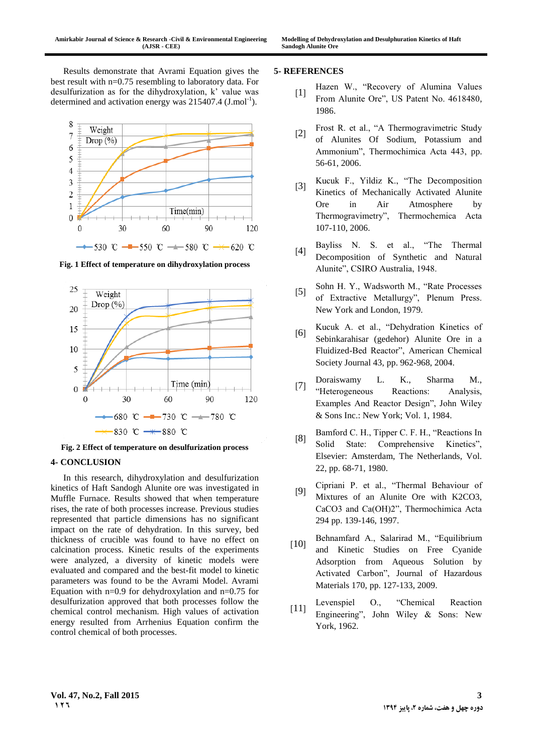Results demonstrate that Avrami Equation gives the best result with n=0.75 resembling to laboratory data. For desulfurization as for the dihydroxylation, k' value was determined and activation energy was 215407.4 (J.mol$^{-1}$).

Weight
Drop (%)
8
7
6
5
4
3
2
1
0
Time(min)
0
30
60
90
120
530 ℃
550 ℃
580 ℃
620 ℃

**Fig. 1 Effect of temperature on dihydroxylation process**

Weight
Drop (%)
25
20
15
10
5
0
Time (min)
0
30
60
90
120
680 ℃
730 ℃
780 ℃
830 ℃
880 ℃

**Fig. 2 Effect of temperature on desulfurization process**

## 4- CONCLUSION

In this research, dihydroxylation and desulfurization kinetics of Haft Sandogh Alunite ore was investigated in Muffle Furnace. Results showed that when temperature rises, the rate of both processes increase. Previous studies represented that particle dimensions has no significant impact on the rate of dehydration. In this survey, bed thickness of crucible was found to have no effect on calcination process. Kinetic results of the experiments were analyzed, a diversity of kinetic models were evaluated and compared and the best-fit model to kinetic parameters was found to be the Avrami Model. Avrami Equation with n=0.9 for dehydroxylation and n=0.75 for desulfurization approved that both processes follow the chemical control mechanism. High values of activation energy resulted from Arrhenius Equation confirm the control chemical of both processes.

## 5- REFERENCES

[1] Hazen W., "Recovery of Alumina Values From Alunite Ore", US Patent No. 4618480, 1986.

[2] Frost R. et al., "A Thermogravimetric Study of Alunites Of Sodium, Potassium and Ammonium", Thermochimica Acta 443, pp. 56-61, 2006.

[3] Kucuk F., Yildiz K., "The Decomposition Kinetics of Mechanically Activated Alunite Ore in Air Atmosphere by Thermogravimetry", Thermochemica Acta 107-110, 2006.

[4] Bayliss N. S. et al., "The Thermal Decomposition of Synthetic and Natural Alunite", CSIRO Australia, 1948.

[5] Sohn H. Y., Wadsworth M., "Rate Processes of Extractive Metallurgy", Plenum Press. New York and London, 1979.

[6] Kucuk A. et al., "Dehydration Kinetics of Sebinkarahisar (gedehor) Alunite Ore in a Fluidized-Bed Reactor", American Chemical Society Journal 43, pp. 962-968, 2004.

[7] Doraiswamy L. K., Sharma M., "Heterogeneous Reactions: Analysis, Examples And Reactor Design", John Wiley & Sons Inc.: New York; Vol. 1, 1984.

[8] Bamford C. H., Tipper C. F. H., "Reactions In Solid State: Comprehensive Kinetics", Elsevier: Amsterdam, The Netherlands, Vol. 22, pp. 68-71, 1980.

[9] Cipriani P. et al., "Thermal Behaviour of Mixtures of an Alunite Ore with K2CO3, CaCO3 and Ca(OH)2", Thermochimica Acta 294 pp. 139-146, 1997.

[10] Behnamfard A., Salarirad M., "Equilibrium and Kinetic Studies on Free Cyanide Adsorption from Aqueous Solution by Activated Carbon", Journal of Hazardous Materials 170, pp. 127-133, 2009.

[11] Levenspiel O., "Chemical Reaction Engineering", John Wiley & Sons: New York, 1962.